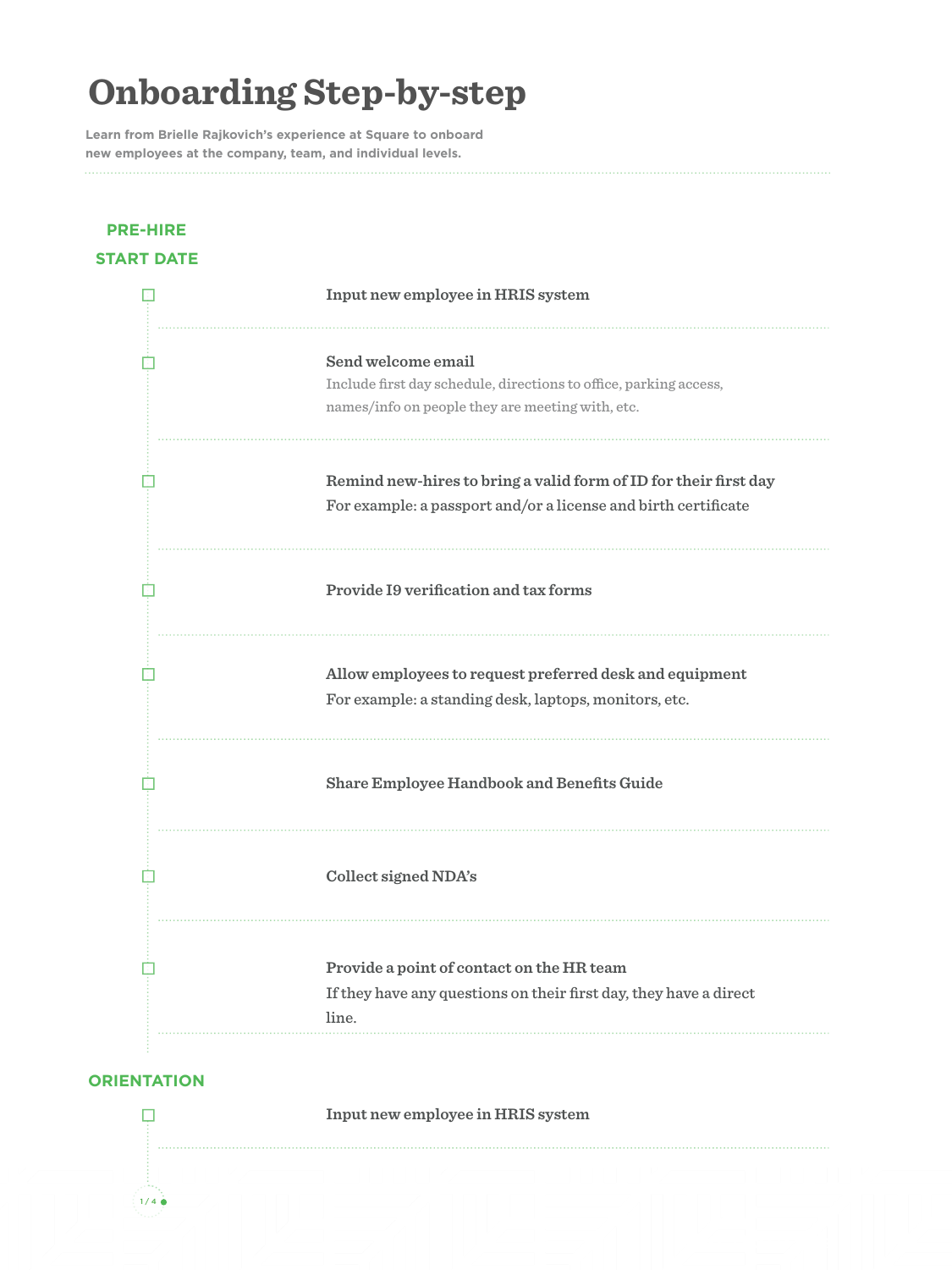# Onboarding Step-by-step

**Learn from Brielle Rajkovich's experience at Square to onboard new employees at the company, team, and individual levels.**

## PRE-HIRE

## START DATE

- [ ] **Input new employee in HRIS system**

- [ ] **Send welcome email**
  Include first day schedule, directions to office, parking access, names/info on people they are meeting with, etc.

- [ ] **Remind new-hires to bring a valid form of ID for their first day**
  For example: a passport and/or a license and birth certificate

- [ ] **Provide I9 verification and tax forms**

- [ ] **Allow employees to request preferred desk and equipment**
  For example: a standing desk, laptops, monitors, etc.

- [ ] **Share Employee Handbook and Benefits Guide**

- [ ] **Collect signed NDA's**

- [ ] **Provide a point of contact on the HR team**
  If they have any questions on their first day, they have a direct line.

## ORIENTATION

- [ ] **Input new employee in HRIS system**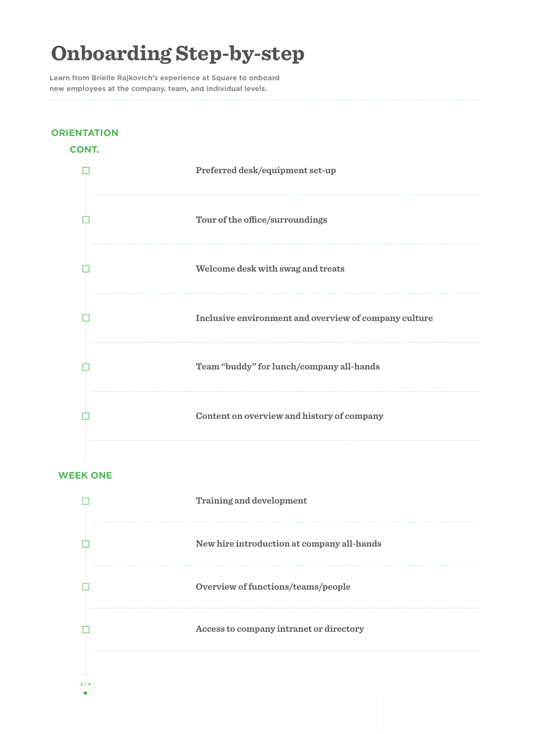# Onboarding Step-by-step

Learn from Brielle Rajkovich's experience at Square to onboard new employees at the company, team, and individual levels.

## ORIENTATION CONT.

- [ ] Preferred desk/equipment set-up
- [ ] Tour of the office/surroundings
- [ ] Welcome desk with swag and treats
- [ ] Inclusive environment and overview of company culture
- [ ] Team "buddy" for lunch/company all-hands
- [ ] Content on overview and history of company

## WEEK ONE

- [ ] Training and development
- [ ] New hire introduction at company all-hands
- [ ] Overview of functions/teams/people
- [ ] Access to company intranet or directory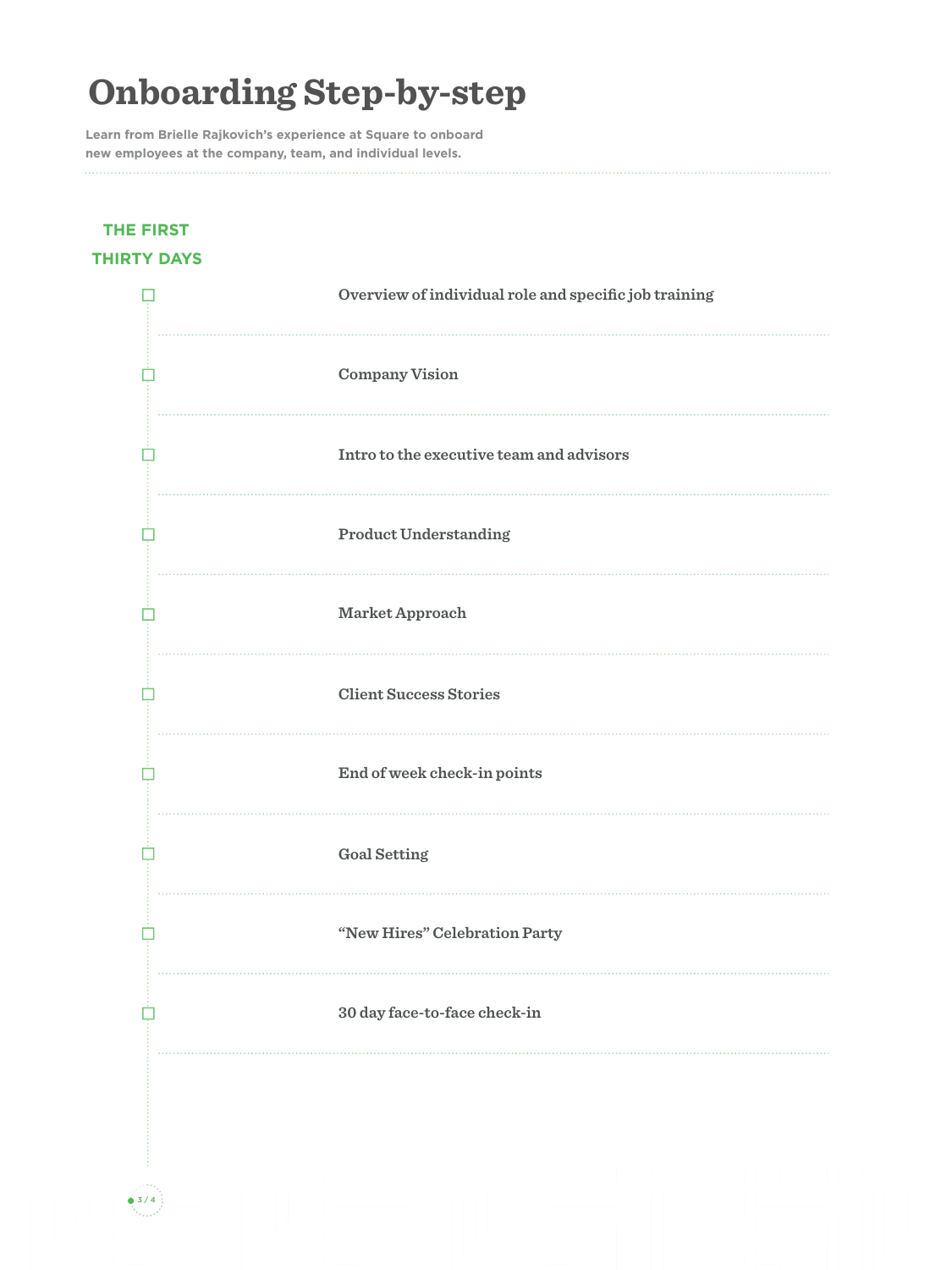# Onboarding Step-by-step

Learn from Brielle Rajkovich's experience at Square to onboard new employees at the company, team, and individual levels.

## THE FIRST THIRTY DAYS

- [ ] Overview of individual role and specific job training
- [ ] Company Vision
- [ ] Intro to the executive team and advisors
- [ ] Product Understanding
- [ ] Market Approach
- [ ] Client Success Stories
- [ ] End of week check-in points
- [ ] Goal Setting
- [ ] "New Hires" Celebration Party
- [ ] 30 day face-to-face check-in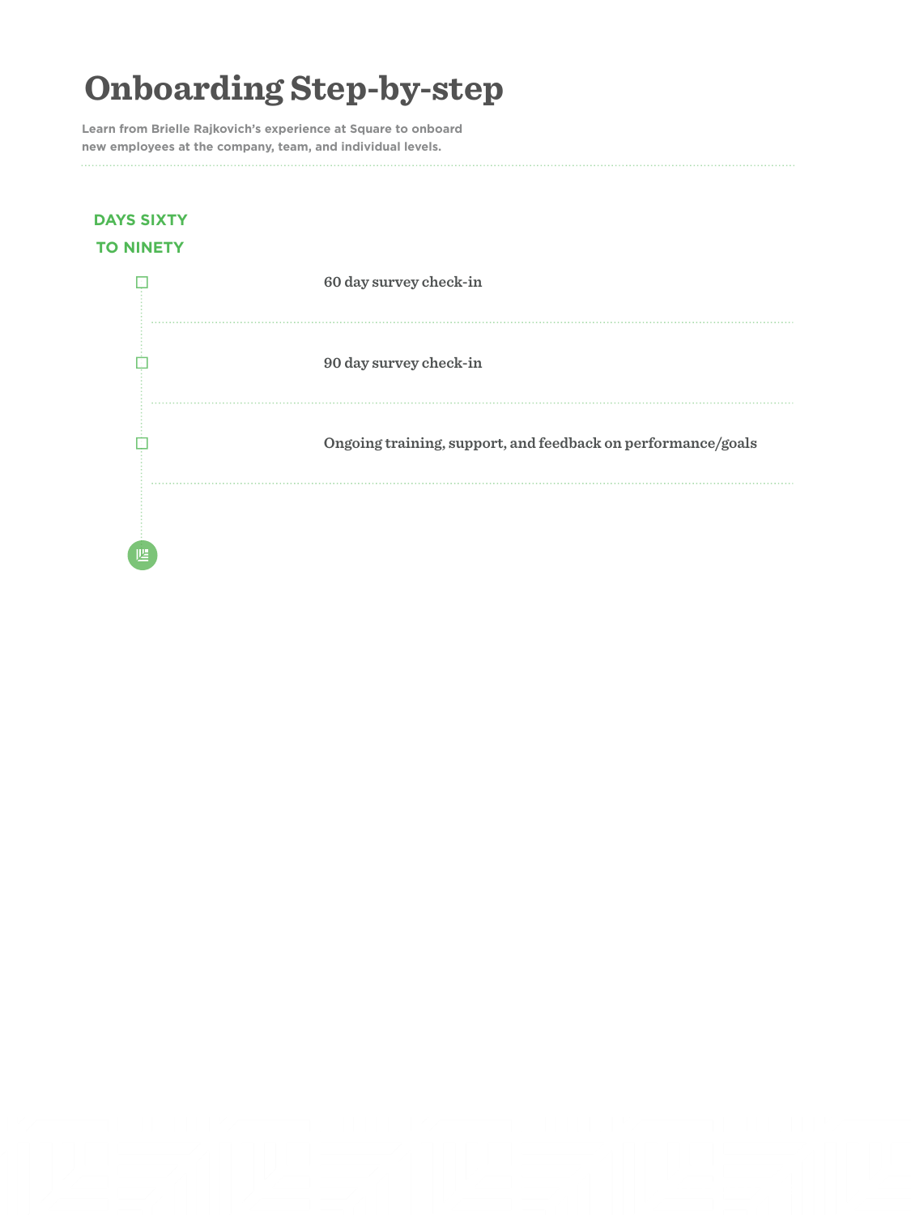# Onboarding Step-by-step

Learn from Brielle Rajkovich's experience at Square to onboard new employees at the company, team, and individual levels.

## DAYS SIXTY TO NINETY

- [ ] 60 day survey check-in
- [ ] 90 day survey check-in
- [ ] Ongoing training, support, and feedback on performance/goals